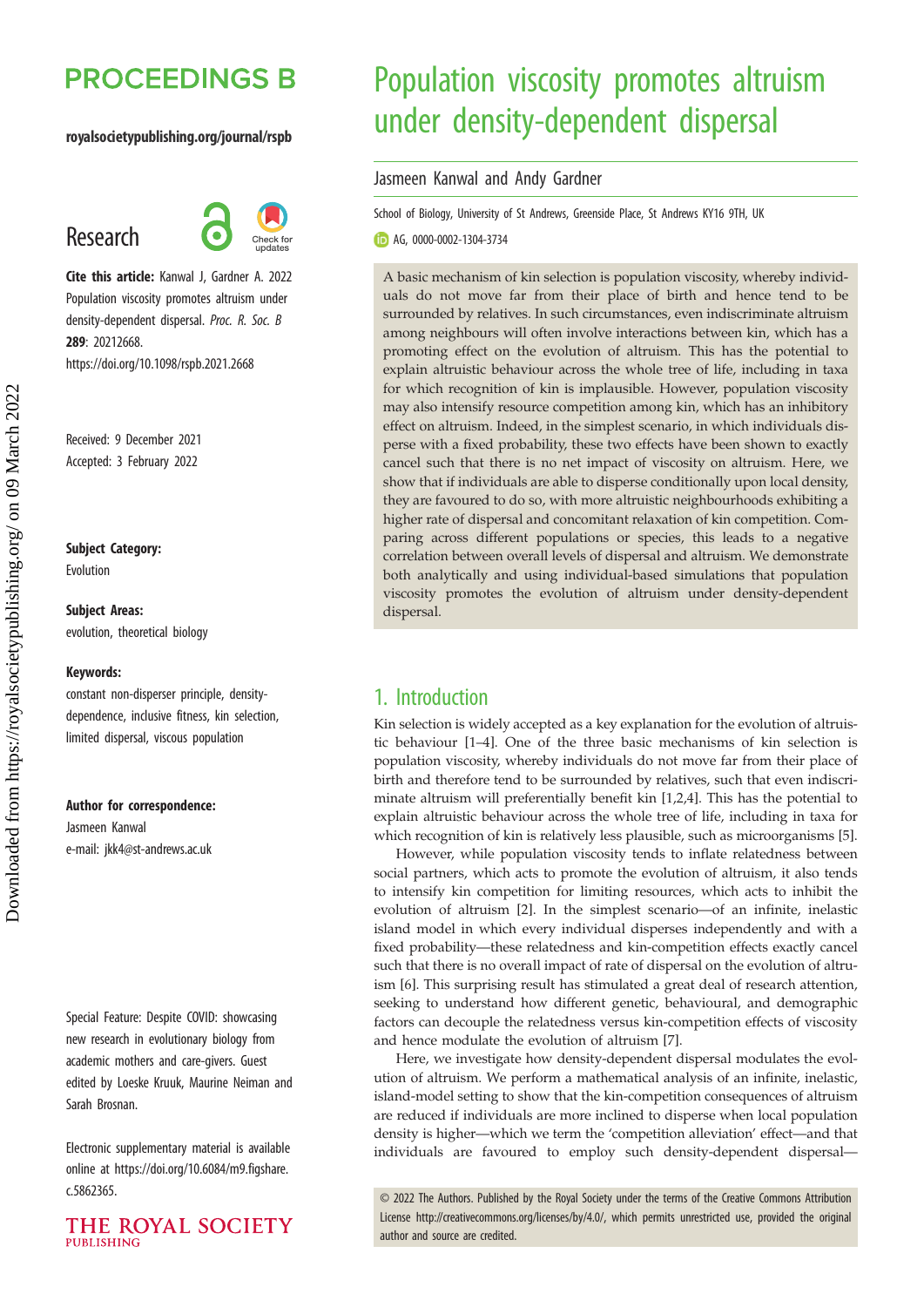# Population viscosity promotes altruism under density-dependent dispersal

Jasmeen Kanwal and Andy Gardner

School of Biology, University of St Andrews, Greenside Place, St Andrews KY16 9TH, UK

AG, 0000-0002-1304-3734

Research

**Cite this article:** Kanwal J, Gardner A. 2022 Population viscosity promotes altruism under density-dependent dispersal. *Proc. R. Soc. B* **289**: 20212668. https://doi.org/10.1098/rspb.2021.2668

Received: 9 December 2021
Accepted: 3 February 2022

**Subject Category:**
Evolution

**Subject Areas:**
evolution, theoretical biology

**Keywords:**
constant non-disperser principle, density-dependence, inclusive fitness, kin selection, limited dispersal, viscous population

**Author for correspondence:**
Jasmeen Kanwal
e-mail: jkk4@st-andrews.ac.uk

Special Feature: Despite COVID: showcasing new research in evolutionary biology from academic mothers and care-givers. Guest edited by Loeske Kruuk, Maurine Neiman and Sarah Brosnan.

Electronic supplementary material is available online at https://doi.org/10.6084/m9.figshare.c.5862365.

A basic mechanism of kin selection is population viscosity, whereby individuals do not move far from their place of birth and hence tend to be surrounded by relatives. In such circumstances, even indiscriminate altruism among neighbours will often involve interactions between kin, which has a promoting effect on the evolution of altruism. This has the potential to explain altruistic behaviour across the whole tree of life, including in taxa for which recognition of kin is implausible. However, population viscosity may also intensify resource competition among kin, which has an inhibitory effect on altruism. Indeed, in the simplest scenario, in which individuals disperse with a fixed probability, these two effects have been shown to exactly cancel such that there is no net impact of viscosity on altruism. Here, we show that if individuals are able to disperse conditionally upon local density, they are favoured to do so, with more altruistic neighbourhoods exhibiting a higher rate of dispersal and concomitant relaxation of kin competition. Comparing across different populations or species, this leads to a negative correlation between overall levels of dispersal and altruism. We demonstrate both analytically and using individual-based simulations that population viscosity promotes the evolution of altruism under density-dependent dispersal.

## 1. Introduction

Kin selection is widely accepted as a key explanation for the evolution of altruistic behaviour [1–4]. One of the three basic mechanisms of kin selection is population viscosity, whereby individuals do not move far from their place of birth and therefore tend to be surrounded by relatives, such that even indiscriminate altruism will preferentially benefit kin [1,2,4]. This has the potential to explain altruistic behaviour across the whole tree of life, including in taxa for which recognition of kin is relatively less plausible, such as microorganisms [5].

However, while population viscosity tends to inflate relatedness between social partners, which acts to promote the evolution of altruism, it also tends to intensify kin competition for limiting resources, which acts to inhibit the evolution of altruism [2]. In the simplest scenario—of an infinite, inelastic island model in which every individual disperses independently and with a fixed probability—these relatedness and kin-competition effects exactly cancel such that there is no overall impact of rate of dispersal on the evolution of altruism [6]. This surprising result has stimulated a great deal of research attention, seeking to understand how different genetic, behavioural, and demographic factors can decouple the relatedness versus kin-competition effects of viscosity and hence modulate the evolution of altruism [7].

Here, we investigate how density-dependent dispersal modulates the evolution of altruism. We perform a mathematical analysis of an infinite, inelastic, island-model setting to show that the kin-competition consequences of altruism are reduced if individuals are more inclined to disperse when local population density is higher—which we term the 'competition alleviation' effect—and that individuals are favoured to employ such density-dependent dispersal—

© 2022 The Authors. Published by the Royal Society under the terms of the Creative Commons Attribution License http://creativecommons.org/licenses/by/4.0/, which permits unrestricted use, provided the original author and source are credited.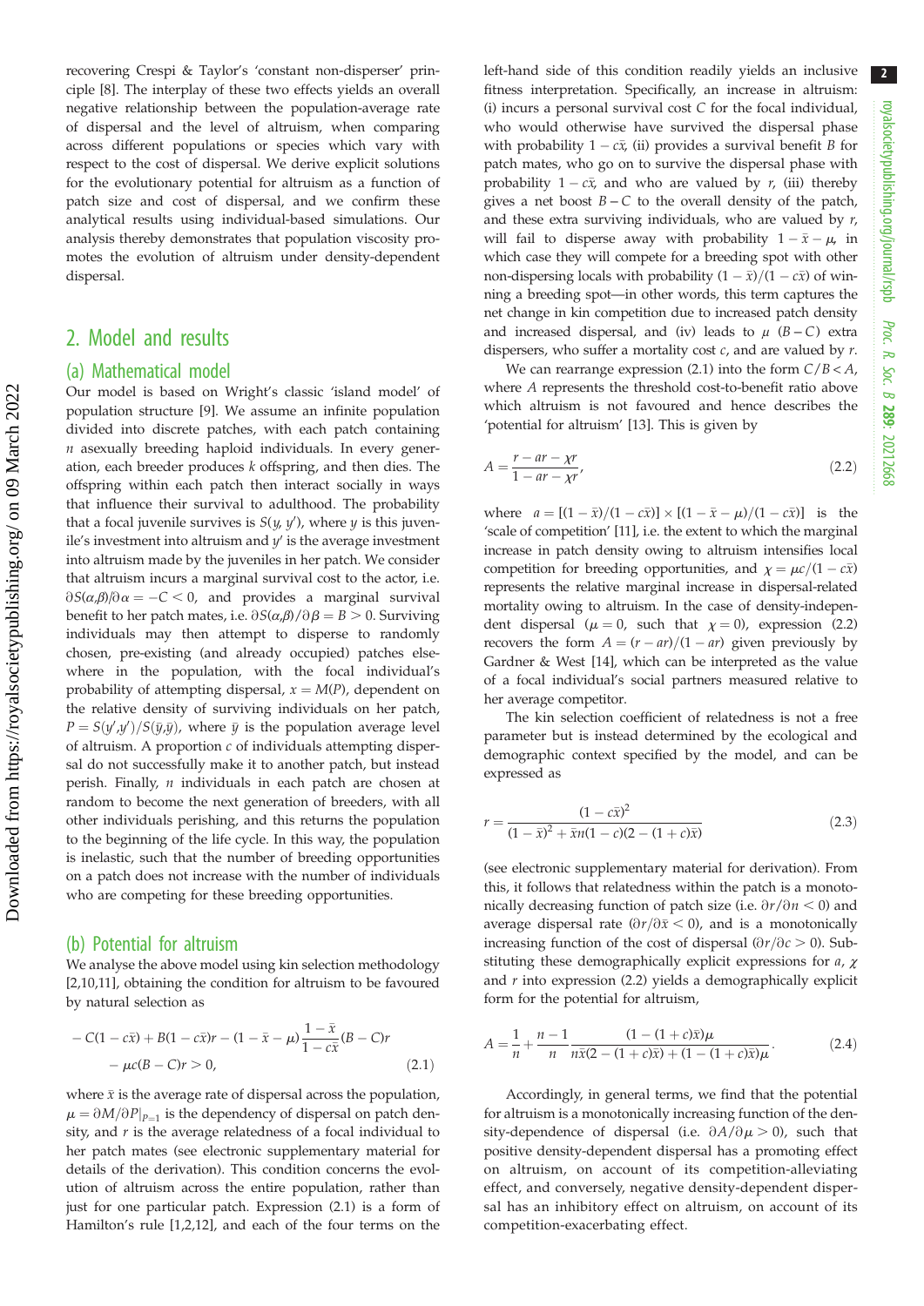recovering Crespi & Taylor's 'constant non-disperser' principle [8]. The interplay of these two effects yields an overall negative relationship between the population-average rate of dispersal and the level of altruism, when comparing across different populations or species which vary with respect to the cost of dispersal. We derive explicit solutions for the evolutionary potential for altruism as a function of patch size and cost of dispersal, and we confirm these analytical results using individual-based simulations. Our analysis thereby demonstrates that population viscosity promotes the evolution of altruism under density-dependent dispersal.

## 2. Model and results

### (a) Mathematical model

Our model is based on Wright's classic 'island model' of population structure [9]. We assume an infinite population divided into discrete patches, with each patch containing $n$ asexually breeding haploid individuals. In every generation, each breeder produces $k$ offspring, and then dies. The offspring within each patch then interact socially in ways that influence their survival to adulthood. The probability that a focal juvenile survives is $S(y, y')$, where $y$ is this juvenile's investment into altruism and $y'$ is the average investment into altruism made by the juveniles in her patch. We consider that altruism incurs a marginal survival cost to the actor, i.e. $\partial S(\alpha,\beta)/\partial\alpha = -C < 0$, and provides a marginal survival benefit to her patch mates, i.e. $\partial S(\alpha,\beta)/\partial\beta = B > 0$. Surviving individuals may then attempt to disperse to randomly chosen, pre-existing (and already occupied) patches elsewhere in the population, with the focal individual's probability of attempting dispersal, $x = M(P)$, dependent on the relative density of surviving individuals on her patch, $P = S(y',y')/S(\bar{y},\bar{y})$, where $\bar{y}$ is the population average level of altruism. A proportion $c$ of individuals attempting dispersal do not successfully make it to another patch, but instead perish. Finally, $n$ individuals in each patch are chosen at random to become the next generation of breeders, with all other individuals perishing, and this returns the population to the beginning of the life cycle. In this way, the population is inelastic, such that the number of breeding opportunities on a patch does not increase with the number of individuals who are competing for these breeding opportunities.

### (b) Potential for altruism

We analyse the above model using kin selection methodology [2,10,11], obtaining the condition for altruism to be favoured by natural selection as

$$-C(1-c\bar{x}) + B(1-c\bar{x})r - (1-\bar{x}-\mu)\frac{1-\bar{x}}{1-c\bar{x}}(B-C)r - \mu c(B-C)r > 0, \tag{2.1}$$

where $\bar{x}$ is the average rate of dispersal across the population, $\mu = \partial M/\partial P|_{P=1}$ is the dependency of dispersal on patch density, and $r$ is the average relatedness of a focal individual to her patch mates (see electronic supplementary material for details of the derivation). This condition concerns the evolution of altruism across the entire population, rather than just for one particular patch. Expression (2.1) is a form of Hamilton's rule [1,2,12], and each of the four terms on the left-hand side of this condition readily yields an inclusive fitness interpretation. Specifically, an increase in altruism: (i) incurs a personal survival cost $C$ for the focal individual, who would otherwise have survived the dispersal phase with probability $1-c\bar{x}$, (ii) provides a survival benefit $B$ for patch mates, who go on to survive the dispersal phase with probability $1-c\bar{x}$, and who are valued by $r$, (iii) thereby gives a net boost $B-C$ to the overall density of the patch, and these extra surviving individuals, who are valued by $r$, will fail to disperse away with probability $1-\bar{x}-\mu$, in which case they will compete for a breeding spot with other non-dispersing locals with probability $(1-\bar{x})/(1-c\bar{x})$ of winning a breeding spot—in other words, this term captures the net change in kin competition due to increased patch density and increased dispersal, and (iv) leads to $\mu$ $(B-C)$ extra dispersers, who suffer a mortality cost $c$, and are valued by $r$.

We can rearrange expression (2.1) into the form $C/B < A$, where $A$ represents the threshold cost-to-benefit ratio above which altruism is not favoured and hence describes the 'potential for altruism' [13]. This is given by

$$A = \frac{r - ar - \chi r}{1 - ar - \chi r}, \tag{2.2}$$

where $a = [(1-\bar{x})/(1-c\bar{x})] \times [(1-\bar{x}-\mu)/(1-c\bar{x})]$ is the 'scale of competition' [11], i.e. the extent to which the marginal increase in patch density owing to altruism intensifies local competition for breeding opportunities, and $\chi = \mu c/(1-c\bar{x})$ represents the relative marginal increase in dispersal-related mortality owing to altruism. In the case of density-independent dispersal ($\mu = 0$, such that $\chi = 0$), expression (2.2) recovers the form $A = (r-ar)/(1-ar)$ given previously by Gardner & West [14], which can be interpreted as the value of a focal individual's social partners measured relative to her average competitor.

The kin selection coefficient of relatedness is not a free parameter but is instead determined by the ecological and demographic context specified by the model, and can be expressed as

$$r = \frac{(1-c\bar{x})^2}{(1-\bar{x})^2 + \bar{x}n(1-c)(2-(1+c)\bar{x})} \tag{2.3}$$

(see electronic supplementary material for derivation). From this, it follows that relatedness within the patch is a monotonically decreasing function of patch size (i.e. $\partial r/\partial n < 0$) and average dispersal rate ($\partial r/\partial \bar{x} < 0$), and is a monotonically increasing function of the cost of dispersal ($\partial r/\partial c > 0$). Substituting these demographically explicit expressions for $a$, $\chi$ and $r$ into expression (2.2) yields a demographically explicit form for the potential for altruism,

$$A = \frac{1}{n} + \frac{n-1}{n}\frac{(1-(1+c)\bar{x})\mu}{n\bar{x}(2-(1+c)\bar{x}) + (1-(1+c)\bar{x})\mu}. \tag{2.4}$$

Accordingly, in general terms, we find that the potential for altruism is a monotonically increasing function of the density-dependence of dispersal (i.e. $\partial A/\partial\mu > 0$), such that positive density-dependent dispersal has a promoting effect on altruism, on account of its competition-alleviating effect, and conversely, negative density-dependent dispersal has an inhibitory effect on altruism, on account of its competition-exacerbating effect.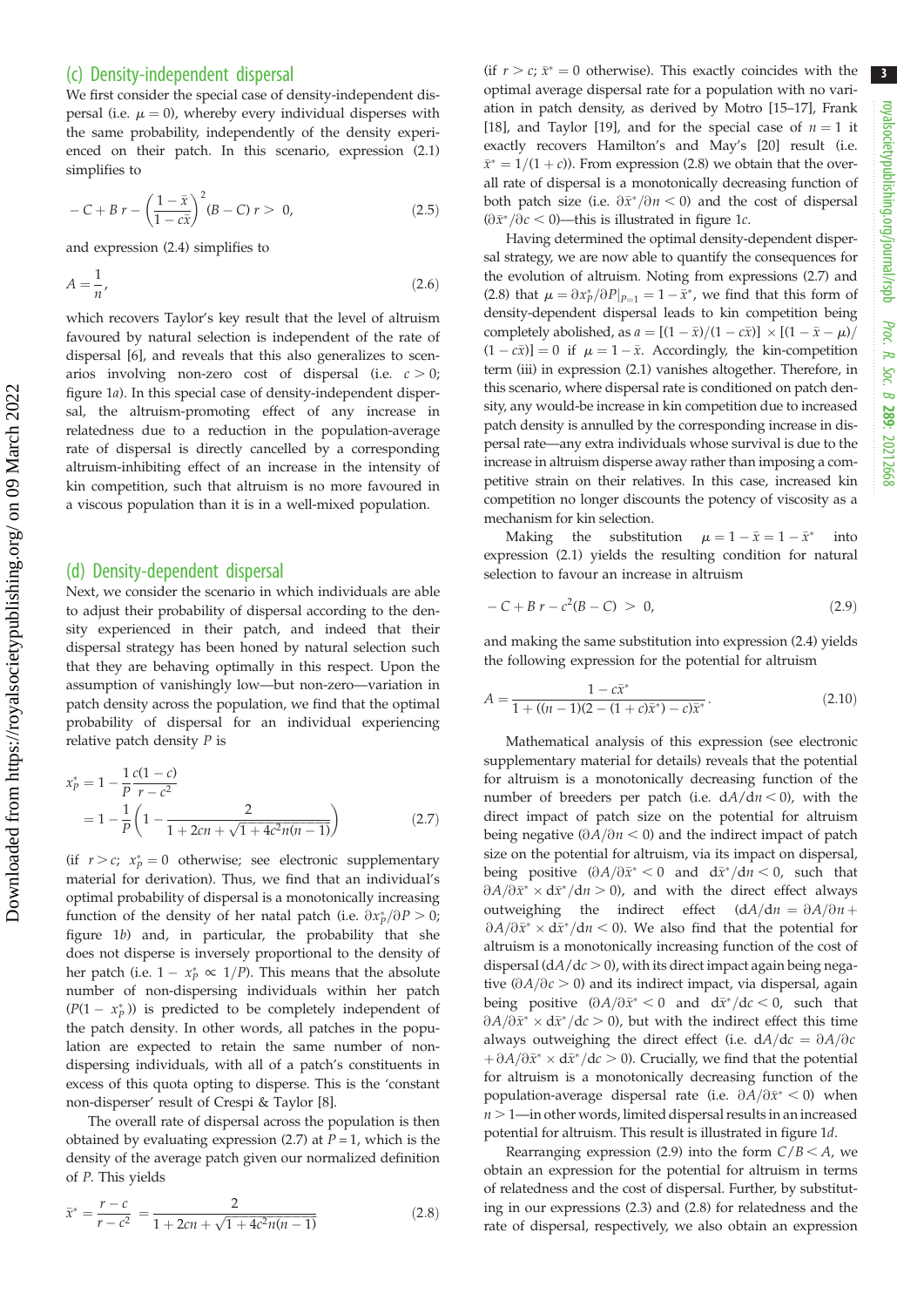### (c) Density-independent dispersal

We first consider the special case of density-independent dispersal (i.e. $\mu = 0$), whereby every individual disperses with the same probability, independently of the density experienced on their patch. In this scenario, expression (2.1) simplifies to

$$-C + B\,r - \left(\frac{1-\bar{x}}{1-c\bar{x}}\right)^2 (B-C)\,r > 0, \tag{2.5}$$

and expression (2.4) simplifies to

$$A = \frac{1}{n}, \tag{2.6}$$

which recovers Taylor's key result that the level of altruism favoured by natural selection is independent of the rate of dispersal [6], and reveals that this also generalizes to scenarios involving non-zero cost of dispersal (i.e. $c > 0$; figure 1*a*). In this special case of density-independent dispersal, the altruism-promoting effect of any increase in relatedness due to a reduction in the population-average rate of dispersal is directly cancelled by a corresponding altruism-inhibiting effect of an increase in the intensity of kin competition, such that altruism is no more favoured in a viscous population than it is in a well-mixed population.

### (d) Density-dependent dispersal

Next, we consider the scenario in which individuals are able to adjust their probability of dispersal according to the density experienced in their patch, and indeed that their dispersal strategy has been honed by natural selection such that they are behaving optimally in this respect. Upon the assumption of vanishingly low—but non-zero—variation in patch density across the population, we find that the optimal probability of dispersal for an individual experiencing relative patch density $P$ is

$$\begin{aligned} x_P^* &= 1 - \frac{1}{P}\frac{c(1-c)}{r-c^2} \\ &= 1 - \frac{1}{P}\left(1 - \frac{2}{1+2cn+\sqrt{1+4c^2n(n-1)}}\right) \end{aligned} \tag{2.7}$$

(if $r > c$; $x_P^* = 0$ otherwise; see electronic supplementary material for derivation). Thus, we find that an individual's optimal probability of dispersal is a monotonically increasing function of the density of her natal patch (i.e. $\partial x_P^*/\partial P > 0$; figure 1*b*) and, in particular, the probability that she does not disperse is inversely proportional to the density of her patch (i.e. $1 - x_P^* \propto 1/P$). This means that the absolute number of non-dispersing individuals within her patch ($P(1 - x_P^*)$) is predicted to be completely independent of the patch density. In other words, all patches in the population are expected to retain the same number of non-dispersing individuals, with all of a patch's constituents in excess of this quota opting to disperse. This is the 'constant non-disperser' result of Crespi & Taylor [8].

The overall rate of dispersal across the population is then obtained by evaluating expression (2.7) at $P = 1$, which is the density of the average patch given our normalized definition of $P$. This yields

$$\bar{x}^* = \frac{r-c}{r-c^2} = \frac{2}{1+2cn+\sqrt{1+4c^2n(n-1)}} \tag{2.8}$$

(if $r > c$; $\bar{x}^* = 0$ otherwise). This exactly coincides with the optimal average dispersal rate for a population with no variation in patch density, as derived by Motro [15–17], Frank [18], and Taylor [19], and for the special case of $n = 1$ it exactly recovers Hamilton's and May's [20] result (i.e. $\bar{x}^* = 1/(1 + c)$). From expression (2.8) we obtain that the overall rate of dispersal is a monotonically decreasing function of both patch size (i.e. $\partial\bar{x}^*/\partial n < 0$) and the cost of dispersal ($\partial\bar{x}^*/\partial c < 0$)—this is illustrated in figure 1*c*.

Having determined the optimal density-dependent dispersal strategy, we are now able to quantify the consequences for the evolution of altruism. Noting from expressions (2.7) and (2.8) that $\mu = \partial x_P^*/\partial P|_{P=1} = 1 - \bar{x}^*$, we find that this form of density-dependent dispersal leads to kin competition being completely abolished, as $a = [(1-\bar{x})/(1-c\bar{x})] \times [(1-\bar{x}-\mu)/(1-c\bar{x})] = 0$ if $\mu = 1 - \bar{x}$. Accordingly, the kin-competition term (iii) in expression (2.1) vanishes altogether. Therefore, in this scenario, where dispersal rate is conditioned on patch density, any would-be increase in kin competition due to increased patch density is annulled by the corresponding increase in dispersal rate—any extra individuals whose survival is due to the increase in altruism disperse away rather than imposing a competitive strain on their relatives. In this case, increased kin competition no longer discounts the potency of viscosity as a mechanism for kin selection.

Making the substitution $\mu = 1 - \bar{x} = 1 - \bar{x}^*$ into expression (2.1) yields the resulting condition for natural selection to favour an increase in altruism

$$-C + B\,r - c^2(B - C) > 0, \tag{2.9}$$

and making the same substitution into expression (2.4) yields the following expression for the potential for altruism

$$A = \frac{1 - c\bar{x}^*}{1 + ((n-1)(2-(1+c)\bar{x}^*) - c)\bar{x}^*}. \tag{2.10}$$

Mathematical analysis of this expression (see electronic supplementary material for details) reveals that the potential for altruism is a monotonically decreasing function of the number of breeders per patch (i.e. $\mathrm{d}A/\mathrm{d}n < 0$), with the direct impact of patch size on the potential for altruism being negative ($\partial A/\partial n < 0$) and the indirect impact of patch size on the potential for altruism, via its impact on dispersal, being positive ($\partial A/\partial\bar{x}^* < 0$ and $\mathrm{d}\bar{x}^*/\mathrm{d}n < 0$, such that $\partial A/\partial\bar{x}^* \times \mathrm{d}\bar{x}^*/\mathrm{d}n > 0$), and with the direct effect always outweighing the indirect effect ($\mathrm{d}A/\mathrm{d}n = \partial A/\partial n + \partial A/\partial\bar{x}^* \times \mathrm{d}\bar{x}^*/\mathrm{d}n < 0$). We also find that the potential for altruism is a monotonically increasing function of the cost of dispersal ($\mathrm{d}A/\mathrm{d}c > 0$), with its direct impact again being negative ($\partial A/\partial c > 0$) and its indirect impact, via dispersal, again being positive ($\partial A/\partial\bar{x}^* < 0$ and $\mathrm{d}\bar{x}^*/\mathrm{d}c < 0$, such that $\partial A/\partial\bar{x}^* \times \mathrm{d}\bar{x}^*/\mathrm{d}c > 0$), but with the indirect effect this time always outweighing the direct effect (i.e. $\mathrm{d}A/\mathrm{d}c = \partial A/\partial c + \partial A/\partial\bar{x}^* \times \mathrm{d}\bar{x}^*/\mathrm{d}c > 0$). Crucially, we find that the potential for altruism is a monotonically decreasing function of the population-average dispersal rate (i.e. $\partial A/\partial\bar{x}^* < 0$) when $n > 1$—in other words, limited dispersal results in an increased potential for altruism. This result is illustrated in figure 1*d*.

Rearranging expression (2.9) into the form $C/B < A$, we obtain an expression for the potential for altruism in terms of relatedness and the cost of dispersal. Further, by substituting in our expressions (2.3) and (2.8) for relatedness and the rate of dispersal, respectively, we also obtain an expression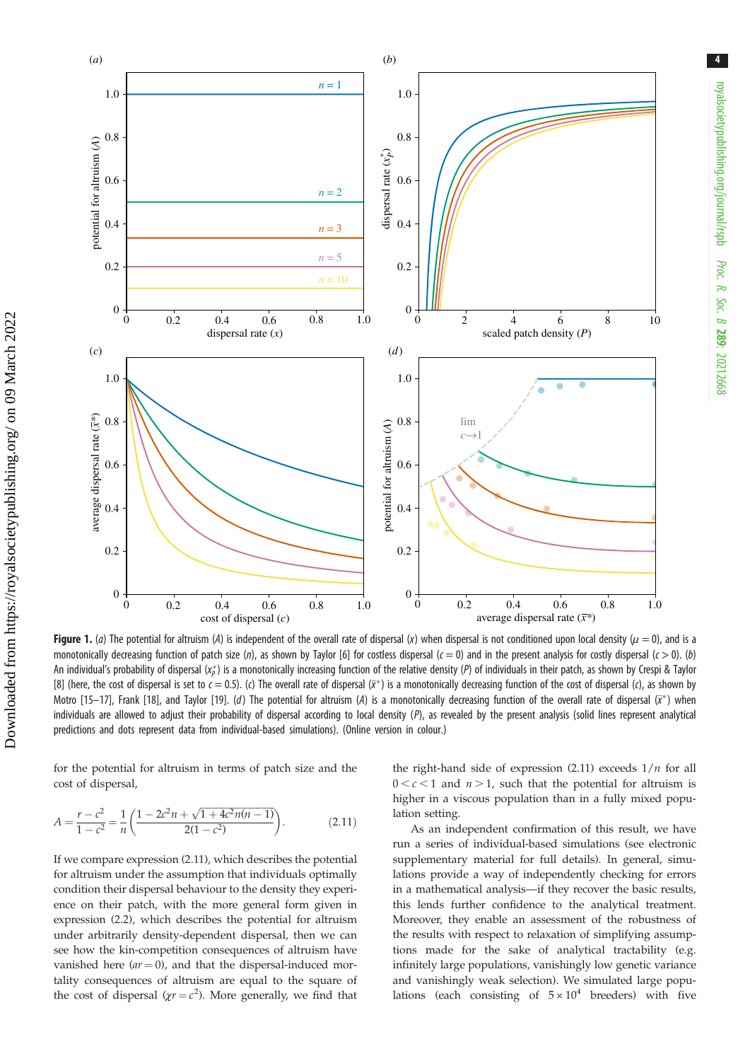**Figure 1.** (*a*) The potential for altruism ($A$) is independent of the overall rate of dispersal ($x$) when dispersal is not conditioned upon local density ($\mu = 0$), and is a monotonically decreasing function of patch size ($n$), as shown by Taylor [6] for costless dispersal ($c = 0$) and in the present analysis for costly dispersal ($c > 0$). (*b*) An individual's probability of dispersal ($x_P^*$) is a monotonically increasing function of the relative density ($P$) of individuals in their patch, as shown by Crespi & Taylor [8] (here, the cost of dispersal is set to $c = 0.5$). (*c*) The overall rate of dispersal ($\bar{x}^*$) is a monotonically decreasing function of the cost of dispersal ($c$), as shown by Motro [15–17], Frank [18], and Taylor [19]. (*d*) The potential for altruism ($A$) is a monotonically decreasing function of the overall rate of dispersal ($\bar{x}^*$) when individuals are allowed to adjust their probability of dispersal according to local density ($P$), as revealed by the present analysis (solid lines represent analytical predictions and dots represent data from individual-based simulations). (Online version in colour.)

for the potential for altruism in terms of patch size and the cost of dispersal,

$$A = \frac{r - c^2}{1 - c^2} = \frac{1}{n}\left(\frac{1 - 2c^2 n + \sqrt{1 + 4c^2 n(n-1)}}{2(1 - c^2)}\right). \tag{2.11}$$

If we compare expression (2.11), which describes the potential for altruism under the assumption that individuals optimally condition their dispersal behaviour to the density they experience on their patch, with the more general form given in expression (2.2), which describes the potential for altruism under arbitrarily density-dependent dispersal, then we can see how the kin-competition consequences of altruism have vanished here ($ar = 0$), and that the dispersal-induced mortality consequences of altruism are equal to the square of the cost of dispersal ($\chi r = c^2$). More generally, we find that the right-hand side of expression (2.11) exceeds $1/n$ for all $0 < c < 1$ and $n > 1$, such that the potential for altruism is higher in a viscous population than in a fully mixed population setting.

As an independent confirmation of this result, we have run a series of individual-based simulations (see electronic supplementary material for full details). In general, simulations provide a way of independently checking for errors in a mathematical analysis—if they recover the basic results, this lends further confidence to the analytical treatment. Moreover, they enable an assessment of the robustness of the results with respect to relaxation of simplifying assumptions made for the sake of analytical tractability (e.g. infinitely large populations, vanishingly low genetic variance and vanishingly weak selection). We simulated large populations (each consisting of $5 \times 10^4$ breeders) with five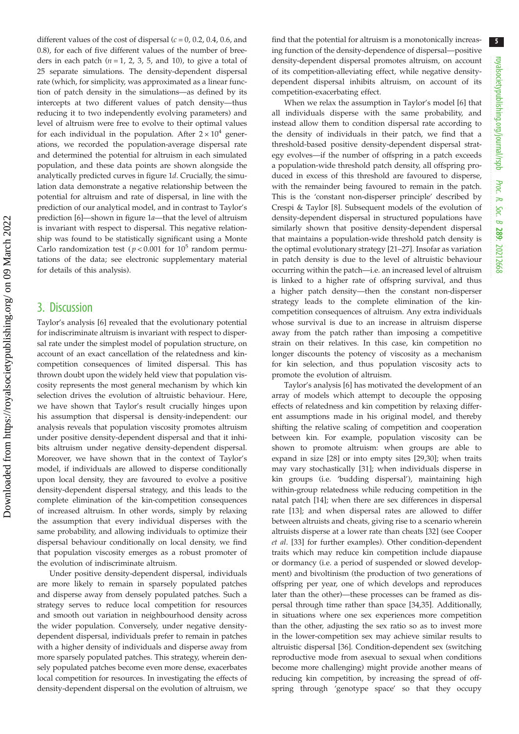different values of the cost of dispersal ($c = 0$, 0.2, 0.4, 0.6, and 0.8), for each of five different values of the number of breeders in each patch ($n = 1$, 2, 3, 5, and 10), to give a total of 25 separate simulations. The density-dependent dispersal rate (which, for simplicity, was approximated as a linear function of patch density in the simulations—as defined by its intercepts at two different values of patch density—thus reducing it to two independently evolving parameters) and level of altruism were free to evolve to their optimal values for each individual in the population. After $2 \times 10^4$ generations, we recorded the population-average dispersal rate and determined the potential for altruism in each simulated population, and these data points are shown alongside the analytically predicted curves in figure 1*d*. Crucially, the simulation data demonstrate a negative relationship between the potential for altruism and rate of dispersal, in line with the prediction of our analytical model, and in contrast to Taylor's prediction [6]—shown in figure 1*a*—that the level of altruism is invariant with respect to dispersal. This negative relationship was found to be statistically significant using a Monte Carlo randomization test ($p < 0.001$ for $10^5$ random permutations of the data; see electronic supplementary material for details of this analysis).

## 3. Discussion

Taylor's analysis [6] revealed that the evolutionary potential for indiscriminate altruism is invariant with respect to dispersal rate under the simplest model of population structure, on account of an exact cancellation of the relatedness and kin-competition consequences of limited dispersal. This has thrown doubt upon the widely held view that population viscosity represents the most general mechanism by which kin selection drives the evolution of altruistic behaviour. Here, we have shown that Taylor's result crucially hinges upon his assumption that dispersal is density-independent: our analysis reveals that population viscosity promotes altruism under positive density-dependent dispersal and that it inhibits altruism under negative density-dependent dispersal. Moreover, we have shown that in the context of Taylor's model, if individuals are allowed to disperse conditionally upon local density, they are favoured to evolve a positive density-dependent dispersal strategy, and this leads to the complete elimination of the kin-competition consequences of increased altruism. In other words, simply by relaxing the assumption that every individual disperses with the same probability, and allowing individuals to optimize their dispersal behaviour conditionally on local density, we find that population viscosity emerges as a robust promoter of the evolution of indiscriminate altruism.

Under positive density-dependent dispersal, individuals are more likely to remain in sparsely populated patches and disperse away from densely populated patches. Such a strategy serves to reduce local competition for resources and smooth out variation in neighbourhood density across the wider population. Conversely, under negative density-dependent dispersal, individuals prefer to remain in patches with a higher density of individuals and disperse away from more sparsely populated patches. This strategy, wherein densely populated patches become even more dense, exacerbates local competition for resources. In investigating the effects of density-dependent dispersal on the evolution of altruism, we find that the potential for altruism is a monotonically increasing function of the density-dependence of dispersal—positive density-dependent dispersal promotes altruism, on account of its competition-alleviating effect, while negative density-dependent dispersal inhibits altruism, on account of its competition-exacerbating effect.

When we relax the assumption in Taylor's model [6] that all individuals disperse with the same probability, and instead allow them to condition dispersal rate according to the density of individuals in their patch, we find that a threshold-based positive density-dependent dispersal strategy evolves—if the number of offspring in a patch exceeds a population-wide threshold patch density, all offspring produced in excess of this threshold are favoured to disperse, with the remainder being favoured to remain in the patch. This is the 'constant non-disperser principle' described by Crespi & Taylor [8]. Subsequent models of the evolution of density-dependent dispersal in structured populations have similarly shown that positive density-dependent dispersal that maintains a population-wide threshold patch density is the optimal evolutionary strategy [21–27]. Insofar as variation in patch density is due to the level of altruistic behaviour occurring within the patch—i.e. an increased level of altruism is linked to a higher rate of offspring survival, and thus a higher patch density—then the constant non-disperser strategy leads to the complete elimination of the kin-competition consequences of altruism. Any extra individuals whose survival is due to an increase in altruism disperse away from the patch rather than imposing a competitive strain on their relatives. In this case, kin competition no longer discounts the potency of viscosity as a mechanism for kin selection, and thus population viscosity acts to promote the evolution of altruism.

Taylor's analysis [6] has motivated the development of an array of models which attempt to decouple the opposing effects of relatedness and kin competition by relaxing different assumptions made in his original model, and thereby shifting the relative scaling of competition and cooperation between kin. For example, population viscosity can be shown to promote altruism: when groups are able to expand in size [28] or into empty sites [29,30]; when traits may vary stochastically [31]; when individuals disperse in kin groups (i.e. 'budding dispersal'), maintaining high within-group relatedness while reducing competition in the natal patch [14]; when there are sex differences in dispersal rate [13]; and when dispersal rates are allowed to differ between altruists and cheats, giving rise to a scenario wherein altruists disperse at a lower rate than cheats [32] (see Cooper *et al*. [33] for further examples). Other condition-dependent traits which may reduce kin competition include diapause or dormancy (i.e. a period of suspended or slowed development) and bivoltinism (the production of two generations of offspring per year, one of which develops and reproduces later than the other)—these processes can be framed as dispersal through time rather than space [34,35]. Additionally, in situations where one sex experiences more competition than the other, adjusting the sex ratio so as to invest more in the lower-competition sex may achieve similar results to altruistic dispersal [36]. Condition-dependent sex (switching reproductive mode from asexual to sexual when conditions become more challenging) might provide another means of reducing kin competition, by increasing the spread of offspring through 'genotype space' so that they occupy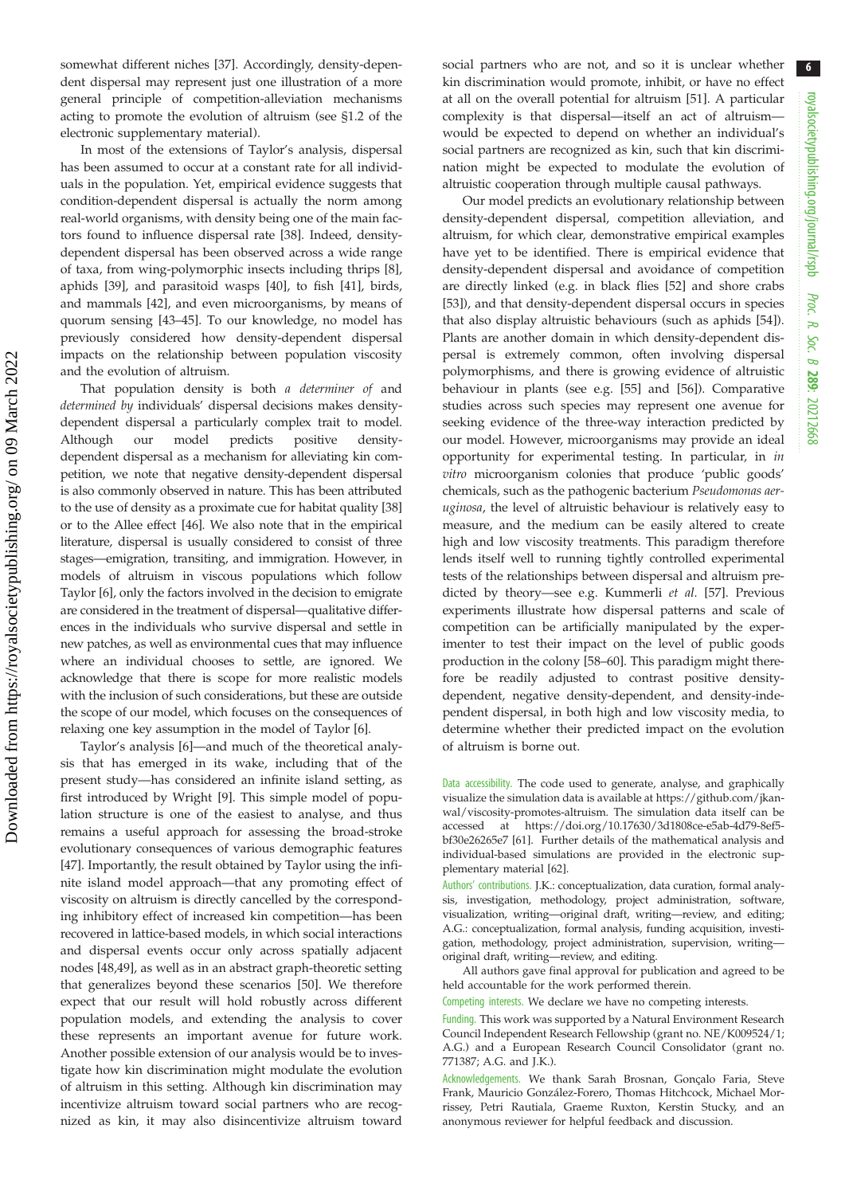somewhat different niches [37]. Accordingly, density-dependent dispersal may represent just one illustration of a more general principle of competition-alleviation mechanisms acting to promote the evolution of altruism (see §1.2 of the electronic supplementary material).

In most of the extensions of Taylor's analysis, dispersal has been assumed to occur at a constant rate for all individuals in the population. Yet, empirical evidence suggests that condition-dependent dispersal is actually the norm among real-world organisms, with density being one of the main factors found to influence dispersal rate [38]. Indeed, density-dependent dispersal has been observed across a wide range of taxa, from wing-polymorphic insects including thrips [8], aphids [39], and parasitoid wasps [40], to fish [41], birds, and mammals [42], and even microorganisms, by means of quorum sensing [43–45]. To our knowledge, no model has previously considered how density-dependent dispersal impacts on the relationship between population viscosity and the evolution of altruism.

That population density is both *a determiner of* and *determined by* individuals' dispersal decisions makes density-dependent dispersal a particularly complex trait to model. Although our model predicts positive density-dependent dispersal as a mechanism for alleviating kin competition, we note that negative density-dependent dispersal is also commonly observed in nature. This has been attributed to the use of density as a proximate cue for habitat quality [38] or to the Allee effect [46]. We also note that in the empirical literature, dispersal is usually considered to consist of three stages—emigration, transiting, and immigration. However, in models of altruism in viscous populations which follow Taylor [6], only the factors involved in the decision to emigrate are considered in the treatment of dispersal—qualitative differences in the individuals who survive dispersal and settle in new patches, as well as environmental cues that may influence where an individual chooses to settle, are ignored. We acknowledge that there is scope for more realistic models with the inclusion of such considerations, but these are outside the scope of our model, which focuses on the consequences of relaxing one key assumption in the model of Taylor [6].

Taylor's analysis [6]—and much of the theoretical analysis that has emerged in its wake, including that of the present study—has considered an infinite island setting, as first introduced by Wright [9]. This simple model of population structure is one of the easiest to analyse, and thus remains a useful approach for assessing the broad-stroke evolutionary consequences of various demographic features [47]. Importantly, the result obtained by Taylor using the infinite island model approach—that any promoting effect of viscosity on altruism is directly cancelled by the corresponding inhibitory effect of increased kin competition—has been recovered in lattice-based models, in which social interactions and dispersal events occur only across spatially adjacent nodes [48,49], as well as in an abstract graph-theoretic setting that generalizes beyond these scenarios [50]. We therefore expect that our result will hold robustly across different population models, and extending the analysis to cover these represents an important avenue for future work. Another possible extension of our analysis would be to investigate how kin discrimination might modulate the evolution of altruism in this setting. Although kin discrimination may incentivize altruism toward social partners who are recognized as kin, it may also disincentivize altruism toward social partners who are not, and so it is unclear whether kin discrimination would promote, inhibit, or have no effect at all on the overall potential for altruism [51]. A particular complexity is that dispersal—itself an act of altruism—would be expected to depend on whether an individual's social partners are recognized as kin, such that kin discrimination might be expected to modulate the evolution of altruistic cooperation through multiple causal pathways.

Our model predicts an evolutionary relationship between density-dependent dispersal, competition alleviation, and altruism, for which clear, demonstrative empirical examples have yet to be identified. There is empirical evidence that density-dependent dispersal and avoidance of competition are directly linked (e.g. in black flies [52] and shore crabs [53]), and that density-dependent dispersal occurs in species that also display altruistic behaviours (such as aphids [54]). Plants are another domain in which density-dependent dispersal is extremely common, often involving dispersal polymorphisms, and there is growing evidence of altruistic behaviour in plants (see e.g. [55] and [56]). Comparative studies across such species may represent one avenue for seeking evidence of the three-way interaction predicted by our model. However, microorganisms may provide an ideal opportunity for experimental testing. In particular, in *in vitro* microorganism colonies that produce 'public goods' chemicals, such as the pathogenic bacterium *Pseudomonas aeruginosa*, the level of altruistic behaviour is relatively easy to measure, and the medium can be easily altered to create high and low viscosity treatments. This paradigm therefore lends itself well to running tightly controlled experimental tests of the relationships between dispersal and altruism predicted by theory—see e.g. Kummerli *et al*. [57]. Previous experiments illustrate how dispersal patterns and scale of competition can be artificially manipulated by the experimenter to test their impact on the level of public goods production in the colony [58–60]. This paradigm might therefore be readily adjusted to contrast positive density-dependent, negative density-dependent, and density-independent dispersal, in both high and low viscosity media, to determine whether their predicted impact on the evolution of altruism is borne out.

Data accessibility. The code used to generate, analyse, and graphically visualize the simulation data is available at https://github.com/jkanwal/viscosity-promotes-altruism. The simulation data itself can be accessed at https://doi.org/10.17630/3d1808ce-e5ab-4d79-8ef5-bf30e26265e7 [61]. Further details of the mathematical analysis and individual-based simulations are provided in the electronic supplementary material [62].

Authors' contributions. J.K.: conceptualization, data curation, formal analysis, investigation, methodology, project administration, software, visualization, writing—original draft, writing—review, and editing; A.G.: conceptualization, formal analysis, funding acquisition, investigation, methodology, project administration, supervision, writing—original draft, writing—review, and editing.

All authors gave final approval for publication and agreed to be held accountable for the work performed therein.

Competing interests. We declare we have no competing interests.

Funding. This work was supported by a Natural Environment Research Council Independent Research Fellowship (grant no. NE/K009524/1; A.G.) and a European Research Council Consolidator (grant no. 771387; A.G. and J.K.).

Acknowledgements. We thank Sarah Brosnan, Gonçalo Faria, Steve Frank, Mauricio González-Forero, Thomas Hitchcock, Michael Morrissey, Petri Rautiala, Graeme Ruxton, Kerstin Stucky, and an anonymous reviewer for helpful feedback and discussion.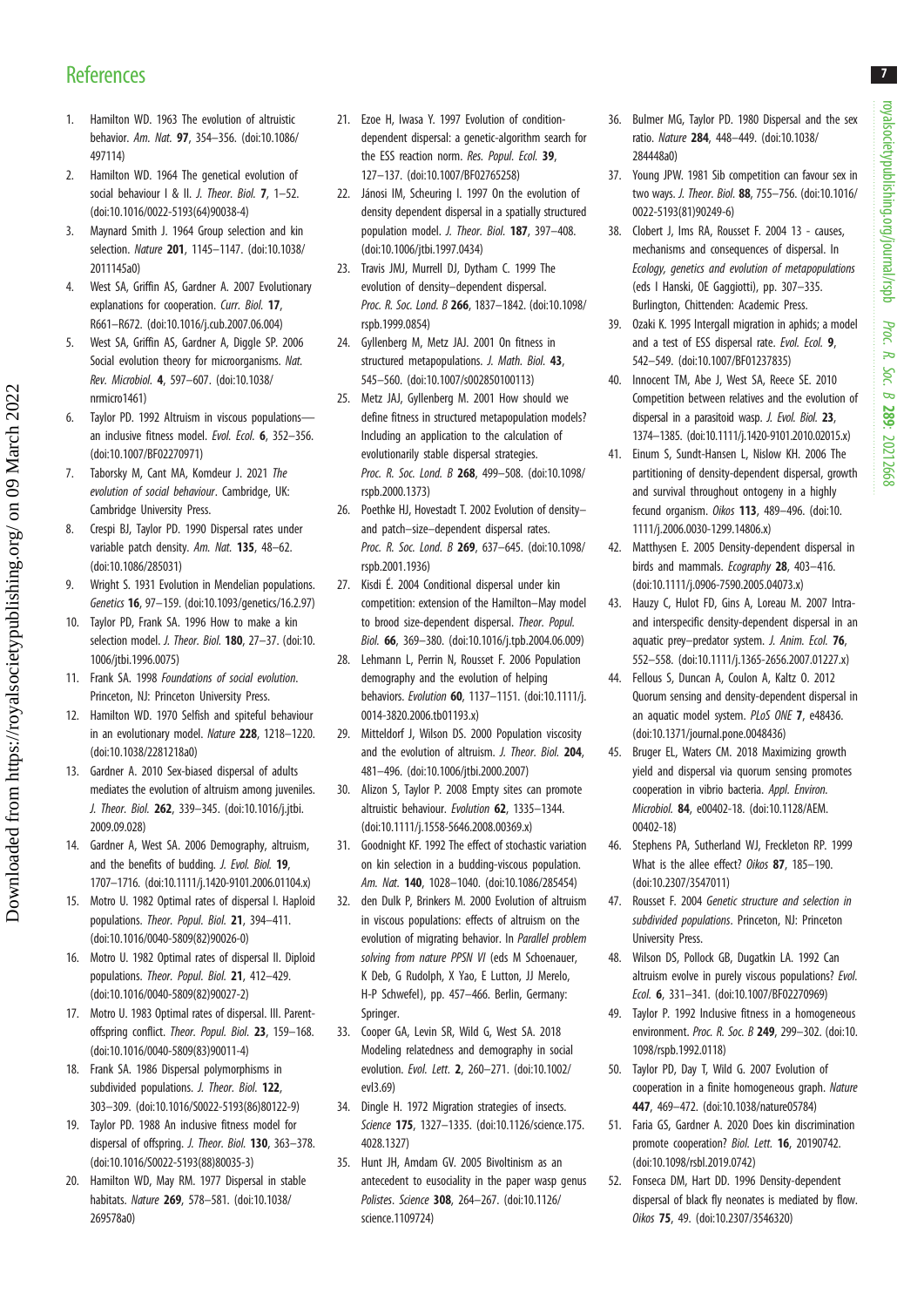# References

1. Hamilton WD. 1963 The evolution of altruistic behavior. *Am. Nat.* **97**, 354–356. (doi:10.1086/497114)
2. Hamilton WD. 1964 The genetical evolution of social behaviour I & II. *J. Theor. Biol.* **7**, 1–52. (doi:10.1016/0022-5193(64)90038-4)
3. Maynard Smith J. 1964 Group selection and kin selection. *Nature* **201**, 1145–1147. (doi:10.1038/2011145a0)
4. West SA, Griffin AS, Gardner A. 2007 Evolutionary explanations for cooperation. *Curr. Biol.* **17**, R661–R672. (doi:10.1016/j.cub.2007.06.004)
5. West SA, Griffin AS, Gardner A, Diggle SP. 2006 Social evolution theory for microorganisms. *Nat. Rev. Microbiol.* **4**, 597–607. (doi:10.1038/nrmicro1461)
6. Taylor PD. 1992 Altruism in viscous populations—an inclusive fitness model. *Evol. Ecol.* **6**, 352–356. (doi:10.1007/BF02270971)
7. Taborsky M, Cant MA, Komdeur J. 2021 *The evolution of social behaviour*. Cambridge, UK: Cambridge University Press.
8. Crespi BJ, Taylor PD. 1990 Dispersal rates under variable patch density. *Am. Nat.* **135**, 48–62. (doi:10.1086/285031)
9. Wright S. 1931 Evolution in Mendelian populations. *Genetics* **16**, 97–159. (doi:10.1093/genetics/16.2.97)
10. Taylor PD, Frank SA. 1996 How to make a kin selection model. *J. Theor. Biol.* **180**, 27–37. (doi:10.1006/jtbi.1996.0075)
11. Frank SA. 1998 *Foundations of social evolution*. Princeton, NJ: Princeton University Press.
12. Hamilton WD. 1970 Selfish and spiteful behaviour in an evolutionary model. *Nature* **228**, 1218–1220. (doi:10.1038/2281218a0)
13. Gardner A. 2010 Sex-biased dispersal of adults mediates the evolution of altruism among juveniles. *J. Theor. Biol.* **262**, 339–345. (doi:10.1016/j.jtbi.2009.09.028)
14. Gardner A, West SA. 2006 Demography, altruism, and the benefits of budding. *J. Evol. Biol.* **19**, 1707–1716. (doi:10.1111/j.1420-9101.2006.01104.x)
15. Motro U. 1982 Optimal rates of dispersal I. Haploid populations. *Theor. Popul. Biol.* **21**, 394–411. (doi:10.1016/0040-5809(82)90026-0)
16. Motro U. 1982 Optimal rates of dispersal II. Diploid populations. *Theor. Popul. Biol.* **21**, 412–429. (doi:10.1016/0040-5809(82)90027-2)
17. Motro U. 1983 Optimal rates of dispersal. III. Parent-offspring conflict. *Theor. Popul. Biol.* **23**, 159–168. (doi:10.1016/0040-5809(83)90011-4)
18. Frank SA. 1986 Dispersal polymorphisms in subdivided populations. *J. Theor. Biol.* **122**, 303–309. (doi:10.1016/S0022-5193(86)80122-9)
19. Taylor PD. 1988 An inclusive fitness model for dispersal of offspring. *J. Theor. Biol.* **130**, 363–378. (doi:10.1016/S0022-5193(88)80035-3)
20. Hamilton WD, May RM. 1977 Dispersal in stable habitats. *Nature* **269**, 578–581. (doi:10.1038/269578a0)
21. Ezoe H, Iwasa Y. 1997 Evolution of condition-dependent dispersal: a genetic-algorithm search for the ESS reaction norm. *Res. Popul. Ecol.* **39**, 127–137. (doi:10.1007/BF02765258)
22. Jánosi IM, Scheuring I. 1997 On the evolution of density dependent dispersal in a spatially structured population model. *J. Theor. Biol.* **187**, 397–408. (doi:10.1006/jtbi.1997.0434)
23. Travis JMJ, Murrell DJ, Dytham C. 1999 The evolution of density–dependent dispersal. *Proc. R. Soc. Lond. B* **266**, 1837–1842. (doi:10.1098/rspb.1999.0854)
24. Gyllenberg M, Metz JAJ. 2001 On fitness in structured metapopulations. *J. Math. Biol.* **43**, 545–560. (doi:10.1007/s002850100113)
25. Metz JAJ, Gyllenberg M. 2001 How should we define fitness in structured metapopulation models? Including an application to the calculation of evolutionarily stable dispersal strategies. *Proc. R. Soc. Lond. B* **268**, 499–508. (doi:10.1098/rspb.2000.1373)
26. Poethke HJ, Hovestadt T. 2002 Evolution of density–and patch–size–dependent dispersal rates. *Proc. R. Soc. Lond. B* **269**, 637–645. (doi:10.1098/rspb.2001.1936)
27. Kisdi É. 2004 Conditional dispersal under kin competition: extension of the Hamilton–May model to brood size-dependent dispersal. *Theor. Popul. Biol.* **66**, 369–380. (doi:10.1016/j.tpb.2004.06.009)
28. Lehmann L, Perrin N, Rousset F. 2006 Population demography and the evolution of helping behaviors. *Evolution* **60**, 1137–1151. (doi:10.1111/j.0014-3820.2006.tb01193.x)
29. Mitteldorf J, Wilson DS. 2000 Population viscosity and the evolution of altruism. *J. Theor. Biol.* **204**, 481–496. (doi:10.1006/jtbi.2000.2007)
30. Alizon S, Taylor P. 2008 Empty sites can promote altruistic behaviour. *Evolution* **62**, 1335–1344. (doi:10.1111/j.1558-5646.2008.00369.x)
31. Goodnight KF. 1992 The effect of stochastic variation on kin selection in a budding-viscous population. *Am. Nat.* **140**, 1028–1040. (doi:10.1086/285454)
32. den Dulk P, Brinkers M. 2000 Evolution of altruism in viscous populations: effects of altruism on the evolution of migrating behavior. In *Parallel problem solving from nature PPSN VI* (eds M Schoenauer, K Deb, G Rudolph, X Yao, E Lutton, JJ Merelo, H-P Schwefel), pp. 457–466. Berlin, Germany: Springer.
33. Cooper GA, Levin SR, Wild G, West SA. 2018 Modeling relatedness and demography in social evolution. *Evol. Lett.* **2**, 260–271. (doi:10.1002/evl3.69)
34. Dingle H. 1972 Migration strategies of insects. *Science* **175**, 1327–1335. (doi:10.1126/science.175.4028.1327)
35. Hunt JH, Amdam GV. 2005 Bivoltinism as an antecedent to eusociality in the paper wasp genus *Polistes*. *Science* **308**, 264–267. (doi:10.1126/science.1109724)
36. Bulmer MG, Taylor PD. 1980 Dispersal and the sex ratio. *Nature* **284**, 448–449. (doi:10.1038/284448a0)
37. Young JPW. 1981 Sib competition can favour sex in two ways. *J. Theor. Biol.* **88**, 755–756. (doi:10.1016/0022-5193(81)90249-6)
38. Clobert J, Ims RA, Rousset F. 2004 13 - causes, mechanisms and consequences of dispersal. In *Ecology, genetics and evolution of metapopulations* (eds I Hanski, OE Gaggiotti), pp. 307–335. Burlington, Chittenden: Academic Press.
39. Ozaki K. 1995 Intergall migration in aphids; a model and a test of ESS dispersal rate. *Evol. Ecol.* **9**, 542–549. (doi:10.1007/BF01237835)
40. Innocent TM, Abe J, West SA, Reece SE. 2010 Competition between relatives and the evolution of dispersal in a parasitoid wasp. *J. Evol. Biol.* **23**, 1374–1385. (doi:10.1111/j.1420-9101.2010.02015.x)
41. Einum S, Sundt-Hansen L, Nislow KH. 2006 The partitioning of density-dependent dispersal, growth and survival throughout ontogeny in a highly fecund organism. *Oikos* **113**, 489–496. (doi:10.1111/j.2006.0030-1299.14806.x)
42. Matthysen E. 2005 Density-dependent dispersal in birds and mammals. *Ecography* **28**, 403–416. (doi:10.1111/j.0906-7590.2005.04073.x)
43. Hauzy C, Hulot FD, Gins A, Loreau M. 2007 Intra- and interspecific density-dependent dispersal in an aquatic prey–predator system. *J. Anim. Ecol.* **76**, 552–558. (doi:10.1111/j.1365-2656.2007.01227.x)
44. Fellous S, Duncan A, Coulon A, Kaltz O. 2012 Quorum sensing and density-dependent dispersal in an aquatic model system. *PLoS ONE* **7**, e48436. (doi:10.1371/journal.pone.0048436)
45. Bruger EL, Waters CM. 2018 Maximizing growth yield and dispersal via quorum sensing promotes cooperation in vibrio bacteria. *Appl. Environ. Microbiol.* **84**, e00402-18. (doi:10.1128/AEM.00402-18)
46. Stephens PA, Sutherland WJ, Freckleton RP. 1999 What is the allee effect? *Oikos* **87**, 185–190. (doi:10.2307/3547011)
47. Rousset F. 2004 *Genetic structure and selection in subdivided populations*. Princeton, NJ: Princeton University Press.
48. Wilson DS, Pollock GB, Dugatkin LA. 1992 Can altruism evolve in purely viscous populations? *Evol. Ecol.* **6**, 331–341. (doi:10.1007/BF02270969)
49. Taylor P. 1992 Inclusive fitness in a homogeneous environment. *Proc. R. Soc. B* **249**, 299–302. (doi:10.1098/rspb.1992.0118)
50. Taylor PD, Day T, Wild G. 2007 Evolution of cooperation in a finite homogeneous graph. *Nature* **447**, 469–472. (doi:10.1038/nature05784)
51. Faria GS, Gardner A. 2020 Does kin discrimination promote cooperation? *Biol. Lett.* **16**, 20190742. (doi:10.1098/rsbl.2019.0742)
52. Fonseca DM, Hart DD. 1996 Density-dependent dispersal of black fly neonates is mediated by flow. *Oikos* **75**, 49. (doi:10.2307/3546320)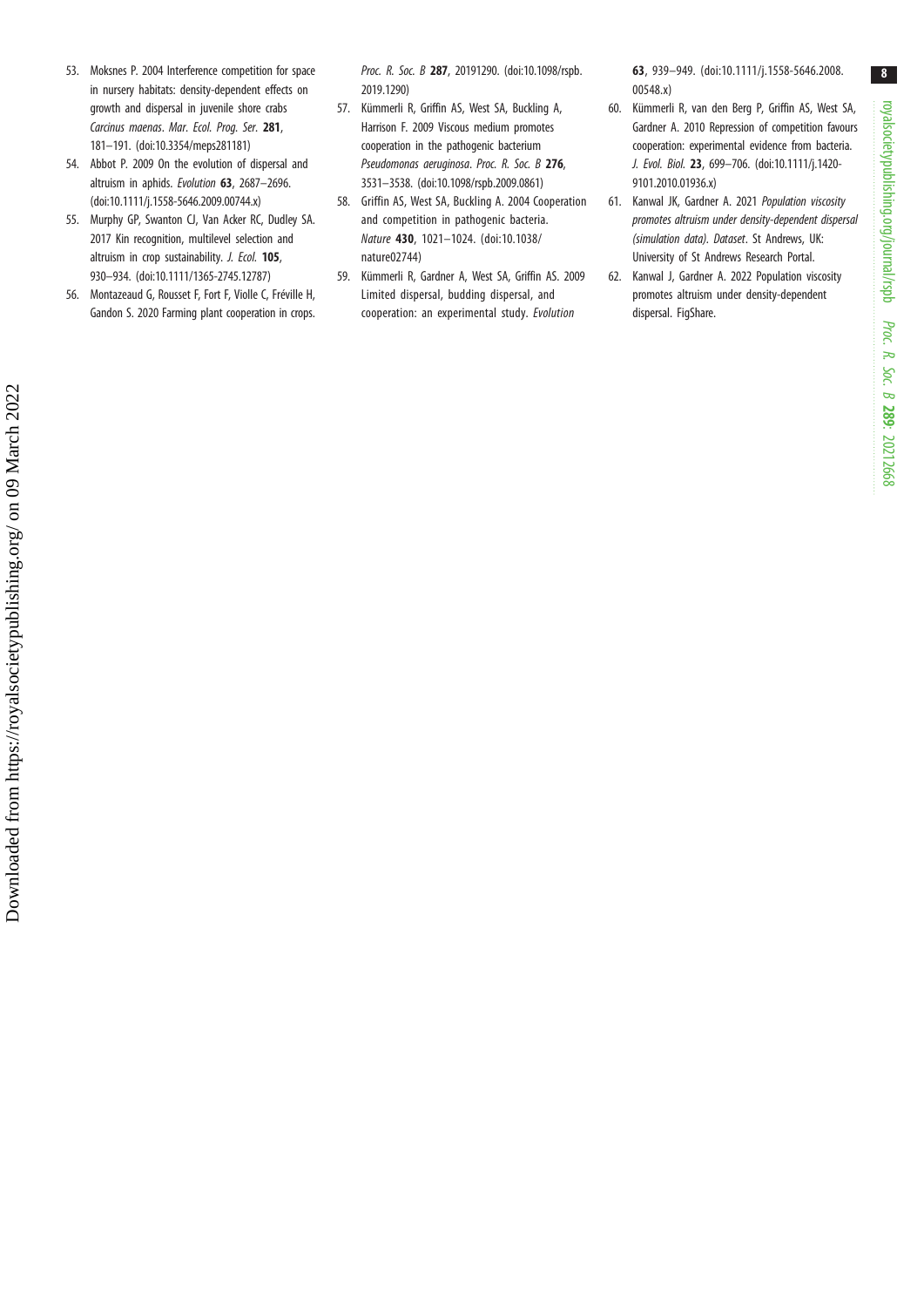53. Moksnes P. 2004 Interference competition for space in nursery habitats: density-dependent effects on growth and dispersal in juvenile shore crabs *Carcinus maenas*. *Mar. Ecol. Prog. Ser.* **281**, 181–191. (doi:10.3354/meps281181)
54. Abbot P. 2009 On the evolution of dispersal and altruism in aphids. *Evolution* **63**, 2687–2696. (doi:10.1111/j.1558-5646.2009.00744.x)
55. Murphy GP, Swanton CJ, Van Acker RC, Dudley SA. 2017 Kin recognition, multilevel selection and altruism in crop sustainability. *J. Ecol.* **105**, 930–934. (doi:10.1111/1365-2745.12787)
56. Montazeaud G, Rousset F, Fort F, Violle C, Fréville H, Gandon S. 2020 Farming plant cooperation in crops. *Proc. R. Soc. B* **287**, 20191290. (doi:10.1098/rspb.2019.1290)
57. Kümmerli R, Griffin AS, West SA, Buckling A, Harrison F. 2009 Viscous medium promotes cooperation in the pathogenic bacterium *Pseudomonas aeruginosa*. *Proc. R. Soc. B* **276**, 3531–3538. (doi:10.1098/rspb.2009.0861)
58. Griffin AS, West SA, Buckling A. 2004 Cooperation and competition in pathogenic bacteria. *Nature* **430**, 1021–1024. (doi:10.1038/nature02744)
59. Kümmerli R, Gardner A, West SA, Griffin AS. 2009 Limited dispersal, budding dispersal, and cooperation: an experimental study. *Evolution* **63**, 939–949. (doi:10.1111/j.1558-5646.2008.00548.x)
60. Kümmerli R, van den Berg P, Griffin AS, West SA, Gardner A. 2010 Repression of competition favours cooperation: experimental evidence from bacteria. *J. Evol. Biol.* **23**, 699–706. (doi:10.1111/j.1420-9101.2010.01936.x)
61. Kanwal JK, Gardner A. 2021 *Population viscosity promotes altruism under density-dependent dispersal (simulation data). Dataset*. St Andrews, UK: University of St Andrews Research Portal.
62. Kanwal J, Gardner A. 2022 Population viscosity promotes altruism under density-dependent dispersal. FigShare.